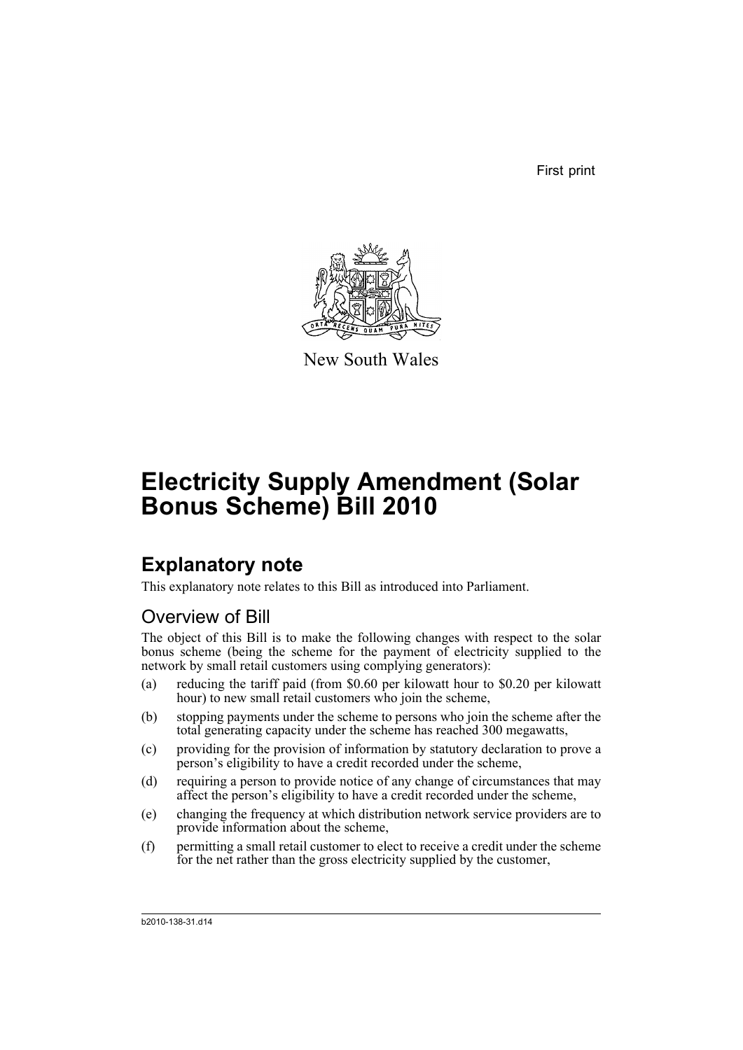First print

New South Wales

# Electricity Supply Amendment (Solar Bonus Scheme) Bill 2010

## Explanatory note

This explanatory note relates to this Bill as introduced into Parliament.

### Overview of Bill

The object of this Bill is to make the following changes with respect to the solar bonus scheme (being the scheme for the payment of electricity supplied to the network by small retail customers using complying generators):

(a) reducing the tariff paid (from $0.60 per kilowatt hour to $0.20 per kilowatt hour) to new small retail customers who join the scheme,

(b) stopping payments under the scheme to persons who join the scheme after the total generating capacity under the scheme has reached 300 megawatts,

(c) providing for the provision of information by statutory declaration to prove a person's eligibility to have a credit recorded under the scheme,

(d) requiring a person to provide notice of any change of circumstances that may affect the person's eligibility to have a credit recorded under the scheme,

(e) changing the frequency at which distribution network service providers are to provide information about the scheme,

(f) permitting a small retail customer to elect to receive a credit under the scheme for the net rather than the gross electricity supplied by the customer,

b2010-138-31.d14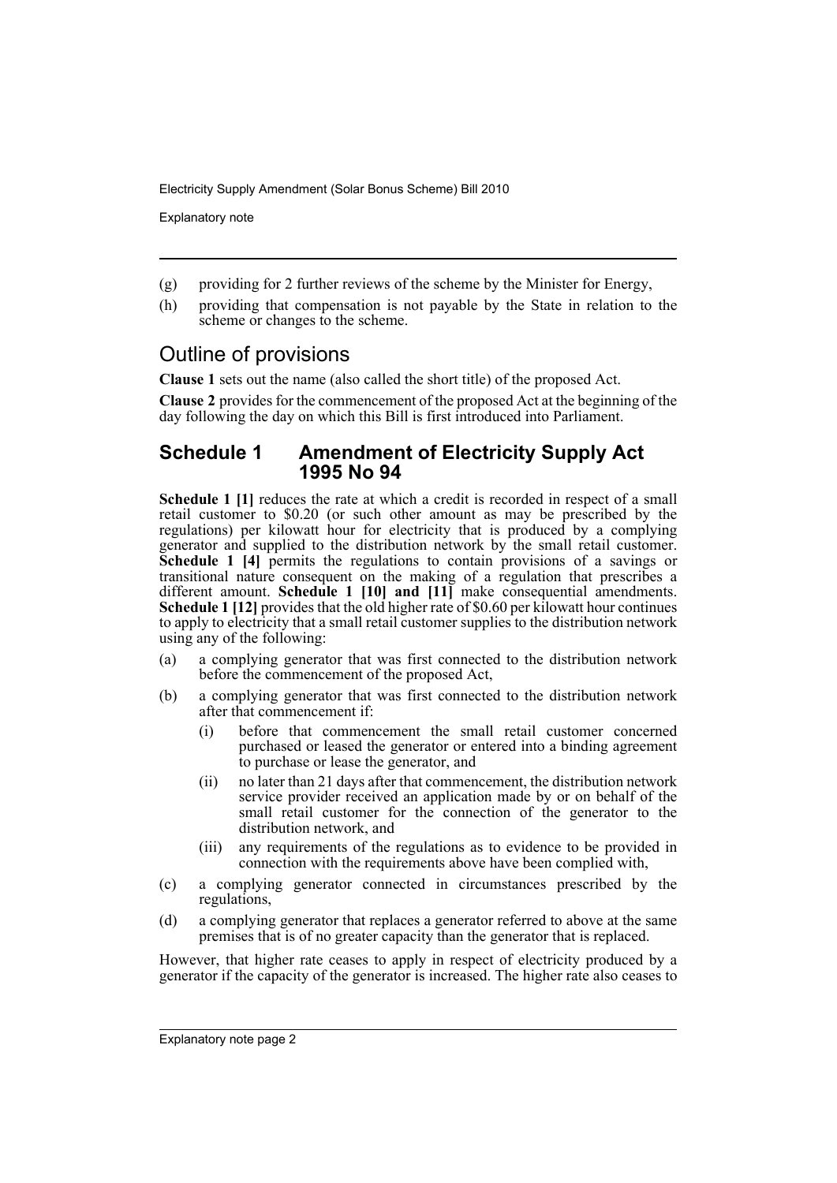(g) providing for 2 further reviews of the scheme by the Minister for Energy,

(h) providing that compensation is not payable by the State in relation to the scheme or changes to the scheme.

## Outline of provisions

**Clause 1** sets out the name (also called the short title) of the proposed Act.

**Clause 2** provides for the commencement of the proposed Act at the beginning of the day following the day on which this Bill is first introduced into Parliament.

## Schedule 1 Amendment of Electricity Supply Act 1995 No 94

**Schedule 1 [1]** reduces the rate at which a credit is recorded in respect of a small retail customer to $0.20 (or such other amount as may be prescribed by the regulations) per kilowatt hour for electricity that is produced by a complying generator and supplied to the distribution network by the small retail customer. **Schedule 1 [4]** permits the regulations to contain provisions of a savings or transitional nature consequent on the making of a regulation that prescribes a different amount. **Schedule 1 [10] and [11]** make consequential amendments. **Schedule 1 [12]** provides that the old higher rate of $0.60 per kilowatt hour continues to apply to electricity that a small retail customer supplies to the distribution network using any of the following:

(a) a complying generator that was first connected to the distribution network before the commencement of the proposed Act,

(b) a complying generator that was first connected to the distribution network after that commencement if:

    (i) before that commencement the small retail customer concerned purchased or leased the generator or entered into a binding agreement to purchase or lease the generator, and

    (ii) no later than 21 days after that commencement, the distribution network service provider received an application made by or on behalf of the small retail customer for the connection of the generator to the distribution network, and

    (iii) any requirements of the regulations as to evidence to be provided in connection with the requirements above have been complied with,

(c) a complying generator connected in circumstances prescribed by the regulations,

(d) a complying generator that replaces a generator referred to above at the same premises that is of no greater capacity than the generator that is replaced.

However, that higher rate ceases to apply in respect of electricity produced by a generator if the capacity of the generator is increased. The higher rate also ceases to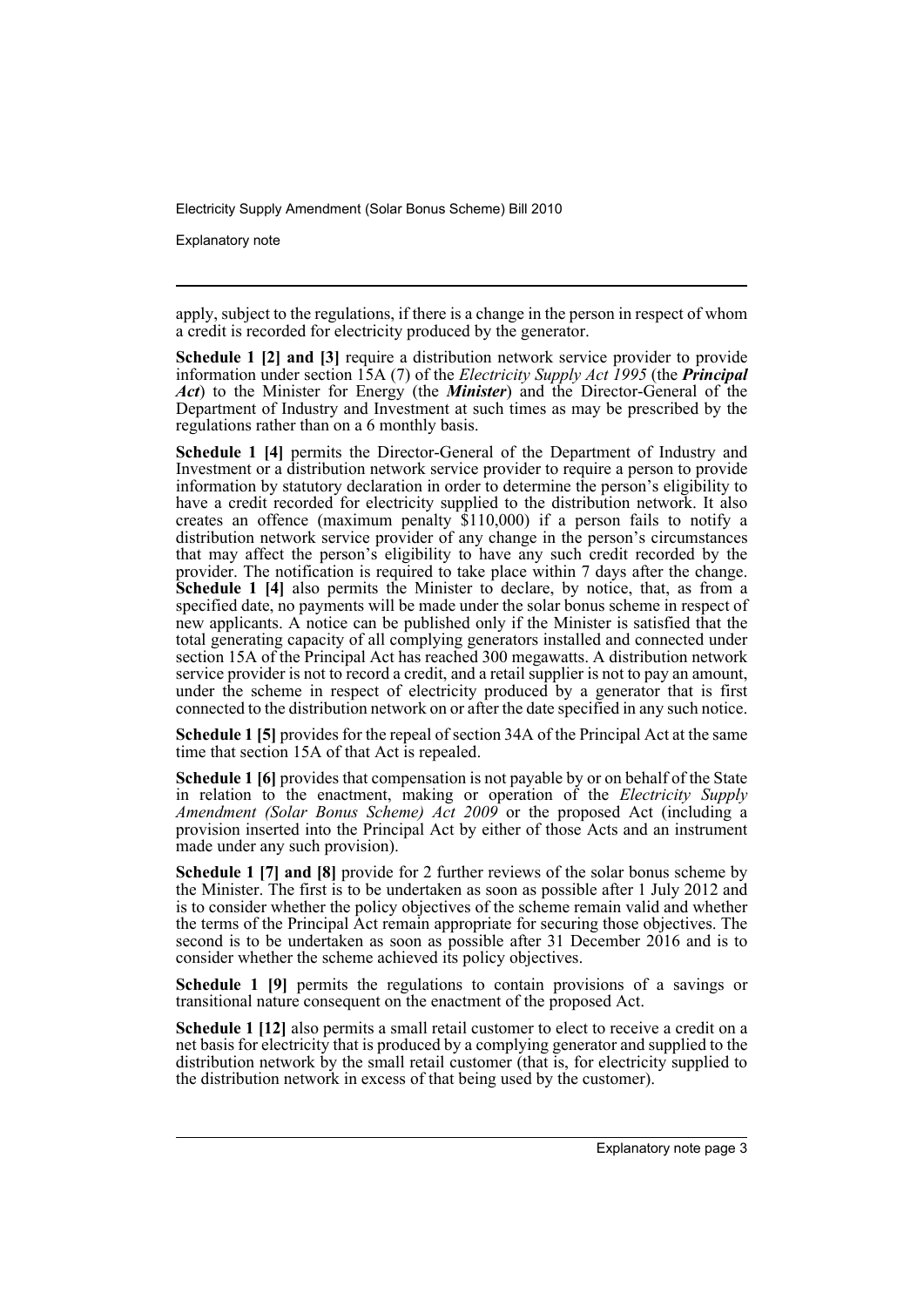apply, subject to the regulations, if there is a change in the person in respect of whom a credit is recorded for electricity produced by the generator.

**Schedule 1 [2] and [3]** require a distribution network service provider to provide information under section 15A (7) of the *Electricity Supply Act 1995* (the ***Principal Act***) to the Minister for Energy (the ***Minister***) and the Director-General of the Department of Industry and Investment at such times as may be prescribed by the regulations rather than on a 6 monthly basis.

**Schedule 1 [4]** permits the Director-General of the Department of Industry and Investment or a distribution network service provider to require a person to provide information by statutory declaration in order to determine the person's eligibility to have a credit recorded for electricity supplied to the distribution network. It also creates an offence (maximum penalty $110,000) if a person fails to notify a distribution network service provider of any change in the person's circumstances that may affect the person's eligibility to have any such credit recorded by the provider. The notification is required to take place within 7 days after the change. **Schedule 1 [4]** also permits the Minister to declare, by notice, that, as from a specified date, no payments will be made under the solar bonus scheme in respect of new applicants. A notice can be published only if the Minister is satisfied that the total generating capacity of all complying generators installed and connected under section 15A of the Principal Act has reached 300 megawatts. A distribution network service provider is not to record a credit, and a retail supplier is not to pay an amount, under the scheme in respect of electricity produced by a generator that is first connected to the distribution network on or after the date specified in any such notice.

**Schedule 1 [5]** provides for the repeal of section 34A of the Principal Act at the same time that section 15A of that Act is repealed.

**Schedule 1 [6]** provides that compensation is not payable by or on behalf of the State in relation to the enactment, making or operation of the *Electricity Supply Amendment (Solar Bonus Scheme) Act 2009* or the proposed Act (including a provision inserted into the Principal Act by either of those Acts and an instrument made under any such provision).

**Schedule 1 [7] and [8]** provide for 2 further reviews of the solar bonus scheme by the Minister. The first is to be undertaken as soon as possible after 1 July 2012 and is to consider whether the policy objectives of the scheme remain valid and whether the terms of the Principal Act remain appropriate for securing those objectives. The second is to be undertaken as soon as possible after 31 December 2016 and is to consider whether the scheme achieved its policy objectives.

**Schedule 1 [9]** permits the regulations to contain provisions of a savings or transitional nature consequent on the enactment of the proposed Act.

**Schedule 1 [12]** also permits a small retail customer to elect to receive a credit on a net basis for electricity that is produced by a complying generator and supplied to the distribution network by the small retail customer (that is, for electricity supplied to the distribution network in excess of that being used by the customer).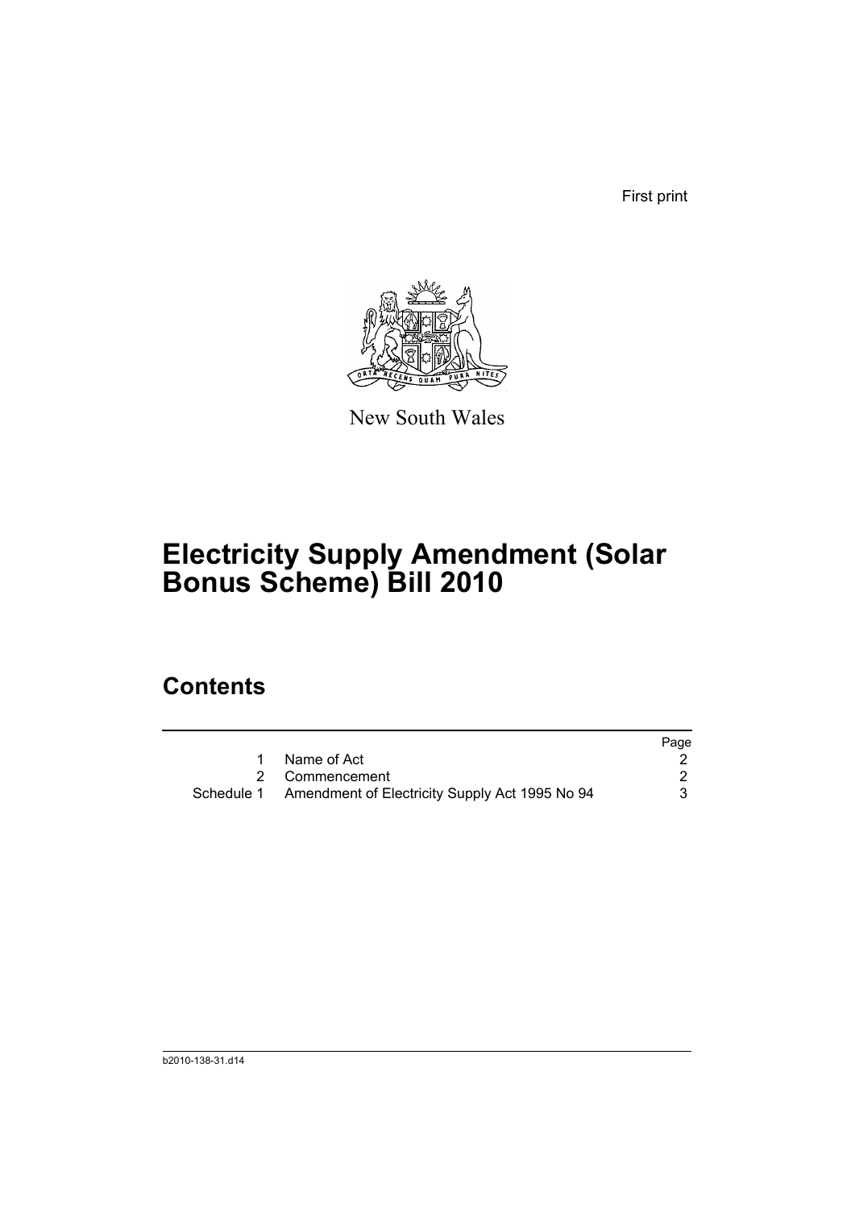First print

New South Wales

# Electricity Supply Amendment (Solar Bonus Scheme) Bill 2010

## Contents

| | | Page |
|---|---|---|
| 1 | Name of Act | 2 |
| 2 | Commencement | 2 |
| Schedule 1 | Amendment of Electricity Supply Act 1995 No 94 | 3 |

b2010-138-31.d14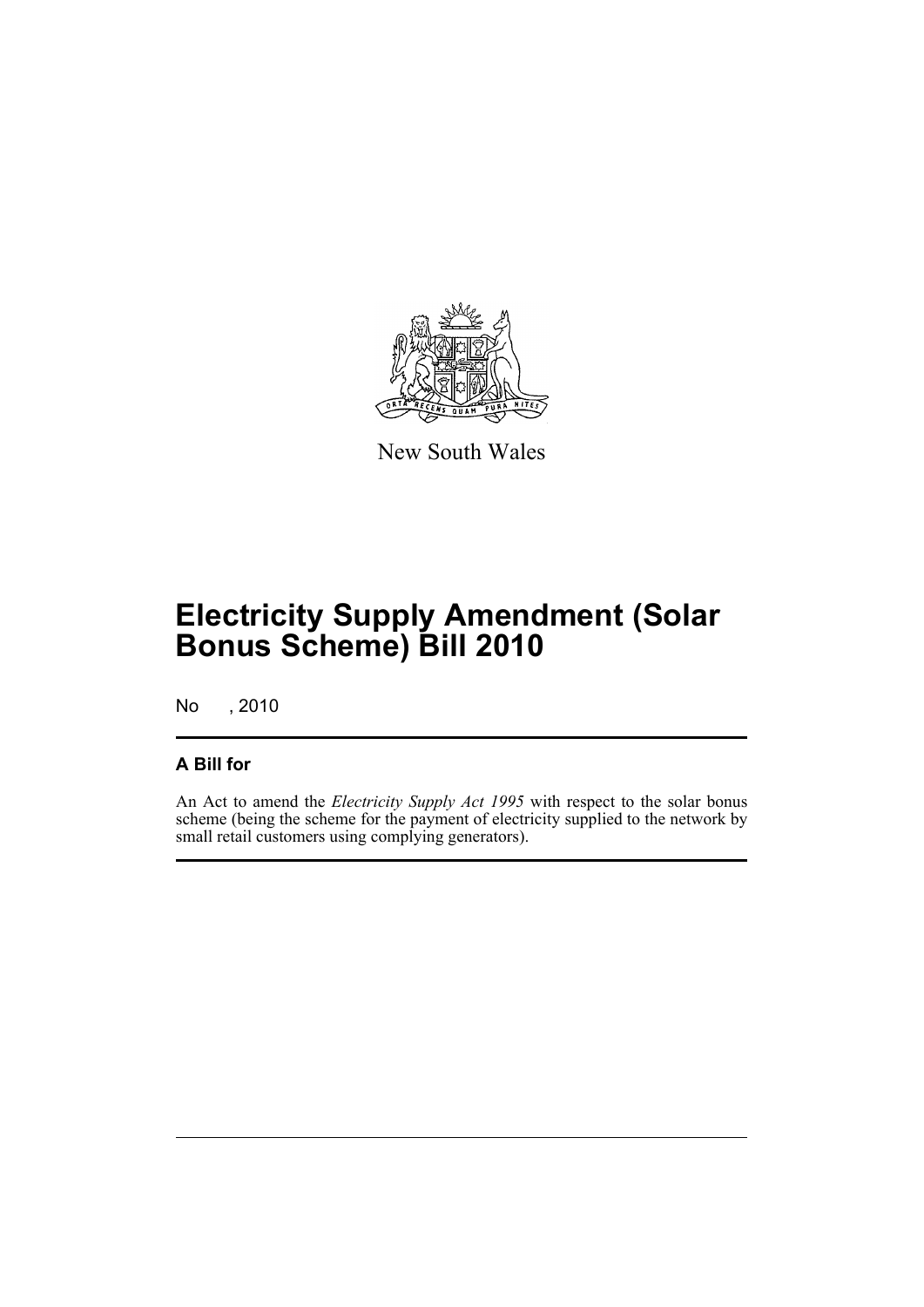New South Wales

# Electricity Supply Amendment (Solar Bonus Scheme) Bill 2010

No , 2010

## A Bill for

An Act to amend the *Electricity Supply Act 1995* with respect to the solar bonus scheme (being the scheme for the payment of electricity supplied to the network by small retail customers using complying generators).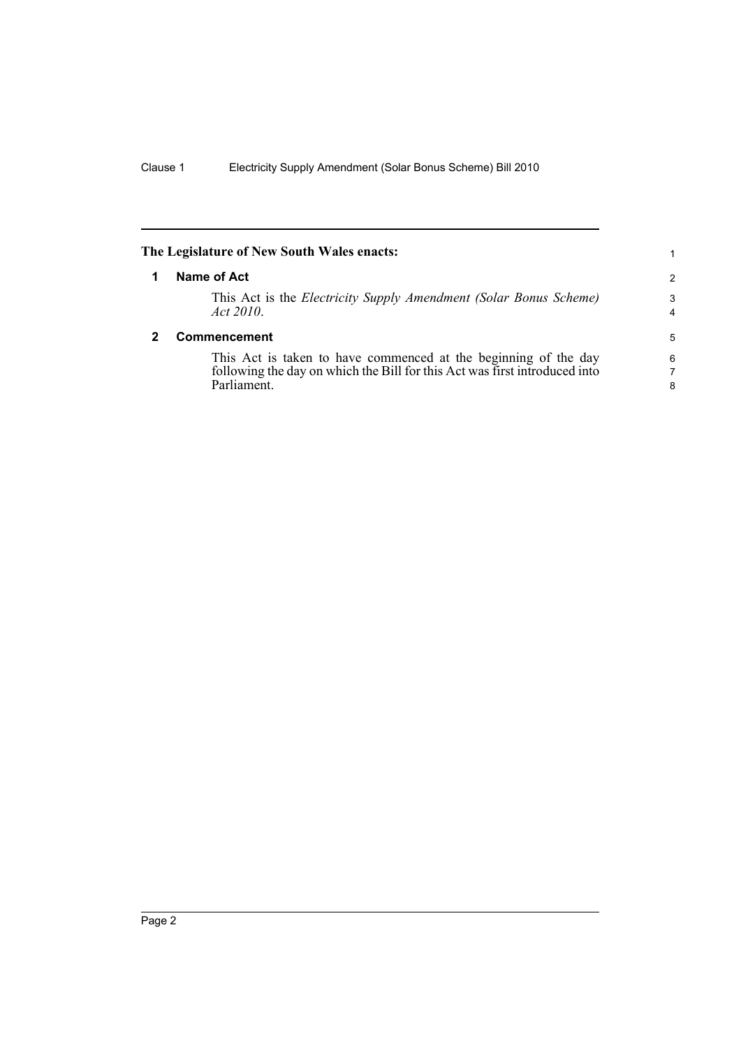**The Legislature of New South Wales enacts:**

## 1 Name of Act

This Act is the *Electricity Supply Amendment (Solar Bonus Scheme) Act 2010*.

## 2 Commencement

This Act is taken to have commenced at the beginning of the day following the day on which the Bill for this Act was first introduced into Parliament.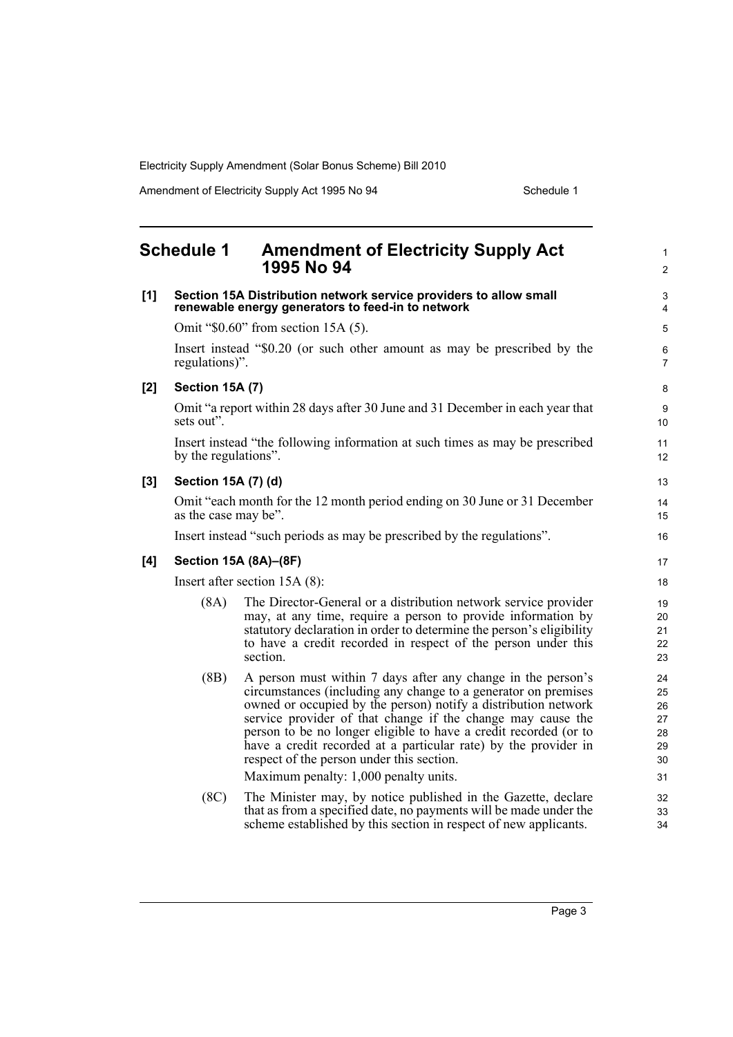## Schedule 1 Amendment of Electricity Supply Act 1995 No 94

**[1] Section 15A Distribution network service providers to allow small renewable energy generators to feed-in to network**

Omit "$0.60" from section 15A (5).

Insert instead "$0.20 (or such other amount as may be prescribed by the regulations)".

**[2] Section 15A (7)**

Omit "a report within 28 days after 30 June and 31 December in each year that sets out".

Insert instead "the following information at such times as may be prescribed by the regulations".

**[3] Section 15A (7) (d)**

Omit "each month for the 12 month period ending on 30 June or 31 December as the case may be".

Insert instead "such periods as may be prescribed by the regulations".

**[4] Section 15A (8A)–(8F)**

Insert after section 15A (8):

(8A) The Director-General or a distribution network service provider may, at any time, require a person to provide information by statutory declaration in order to determine the person's eligibility to have a credit recorded in respect of the person under this section.

(8B) A person must within 7 days after any change in the person's circumstances (including any change to a generator on premises owned or occupied by the person) notify a distribution network service provider of that change if the change may cause the person to be no longer eligible to have a credit recorded (or to have a credit recorded at a particular rate) by the provider in respect of the person under this section.

Maximum penalty: 1,000 penalty units.

(8C) The Minister may, by notice published in the Gazette, declare that as from a specified date, no payments will be made under the scheme established by this section in respect of new applicants.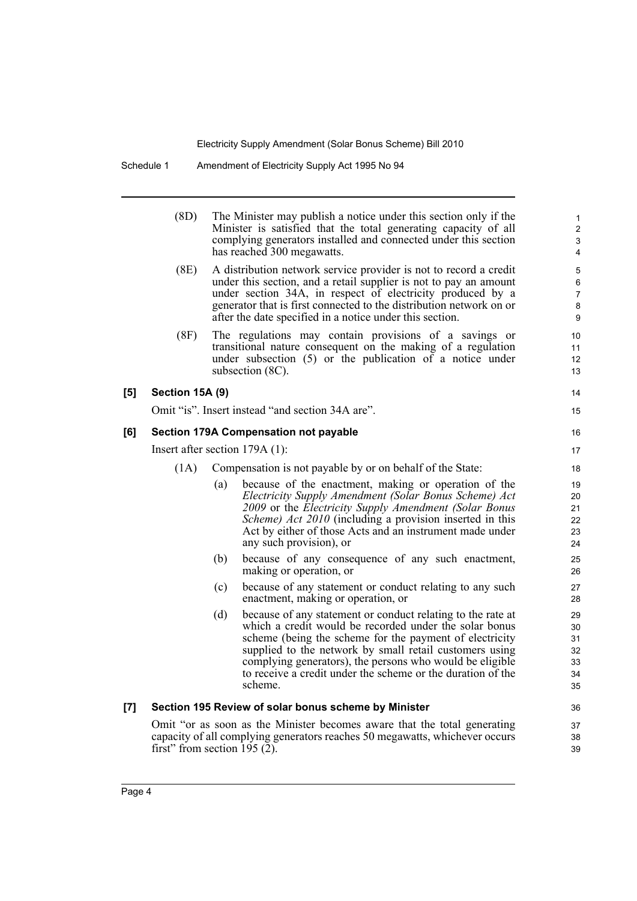(8D) The Minister may publish a notice under this section only if the Minister is satisfied that the total generating capacity of all complying generators installed and connected under this section has reached 300 megawatts.

(8E) A distribution network service provider is not to record a credit under this section, and a retail supplier is not to pay an amount under section 34A, in respect of electricity produced by a generator that is first connected to the distribution network on or after the date specified in a notice under this section.

(8F) The regulations may contain provisions of a savings or transitional nature consequent on the making of a regulation under subsection (5) or the publication of a notice under subsection (8C).

**[5] Section 15A (9)**

Omit "is". Insert instead "and section 34A are".

**[6] Section 179A Compensation not payable**

Insert after section 179A (1):

(1A) Compensation is not payable by or on behalf of the State:

- (a) because of the enactment, making or operation of the *Electricity Supply Amendment (Solar Bonus Scheme) Act 2009* or the *Electricity Supply Amendment (Solar Bonus Scheme) Act 2010* (including a provision inserted in this Act by either of those Acts and an instrument made under any such provision), or
- (b) because of any consequence of any such enactment, making or operation, or
- (c) because of any statement or conduct relating to any such enactment, making or operation, or
- (d) because of any statement or conduct relating to the rate at which a credit would be recorded under the solar bonus scheme (being the scheme for the payment of electricity supplied to the network by small retail customers using complying generators), the persons who would be eligible to receive a credit under the scheme or the duration of the scheme.

**[7] Section 195 Review of solar bonus scheme by Minister**

Omit "or as soon as the Minister becomes aware that the total generating capacity of all complying generators reaches 50 megawatts, whichever occurs first" from section 195 (2).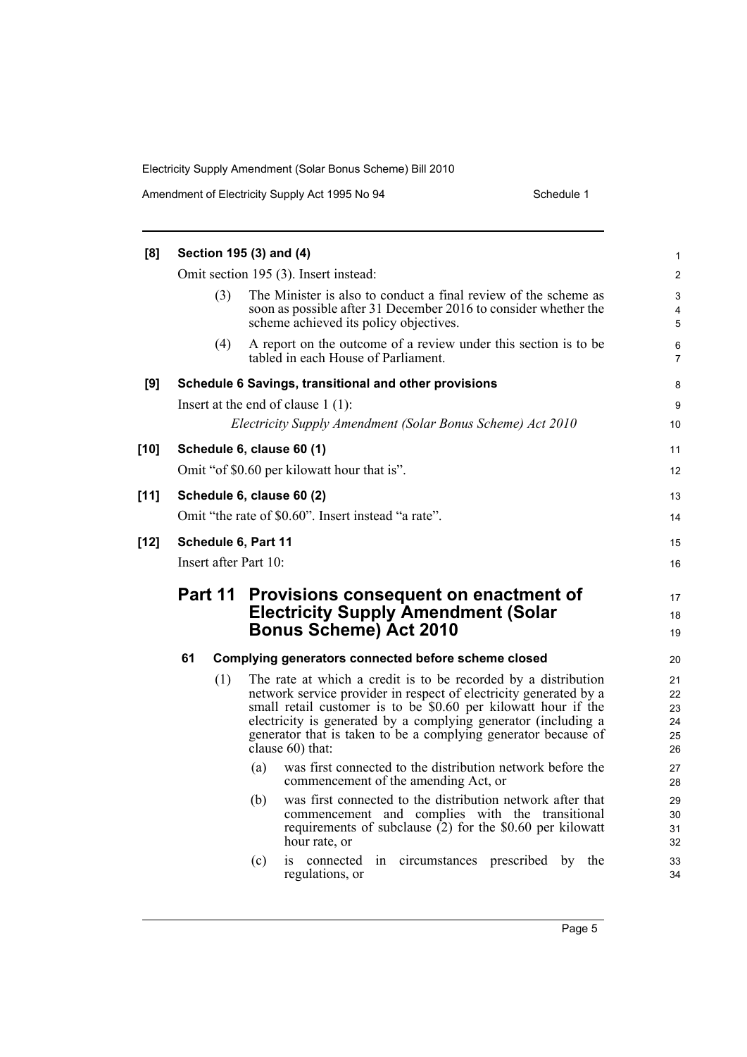**[8] Section 195 (3) and (4)**

Omit section 195 (3). Insert instead:

(3) The Minister is also to conduct a final review of the scheme as soon as possible after 31 December 2016 to consider whether the scheme achieved its policy objectives.

(4) A report on the outcome of a review under this section is to be tabled in each House of Parliament.

**[9] Schedule 6 Savings, transitional and other provisions**

Insert at the end of clause 1 (1):

*Electricity Supply Amendment (Solar Bonus Scheme) Act 2010*

**[10] Schedule 6, clause 60 (1)**

Omit "of $0.60 per kilowatt hour that is".

**[11] Schedule 6, clause 60 (2)**

Omit "the rate of $0.60". Insert instead "a rate".

**[12] Schedule 6, Part 11**

Insert after Part 10:

## Part 11 Provisions consequent on enactment of Electricity Supply Amendment (Solar Bonus Scheme) Act 2010

### 61 Complying generators connected before scheme closed

(1) The rate at which a credit is to be recorded by a distribution network service provider in respect of electricity generated by a small retail customer is to be $0.60 per kilowatt hour if the electricity is generated by a complying generator (including a generator that is taken to be a complying generator because of clause 60) that:

(a) was first connected to the distribution network before the commencement of the amending Act, or

(b) was first connected to the distribution network after that commencement and complies with the transitional requirements of subclause (2) for the $0.60 per kilowatt hour rate, or

(c) is connected in circumstances prescribed by the regulations, or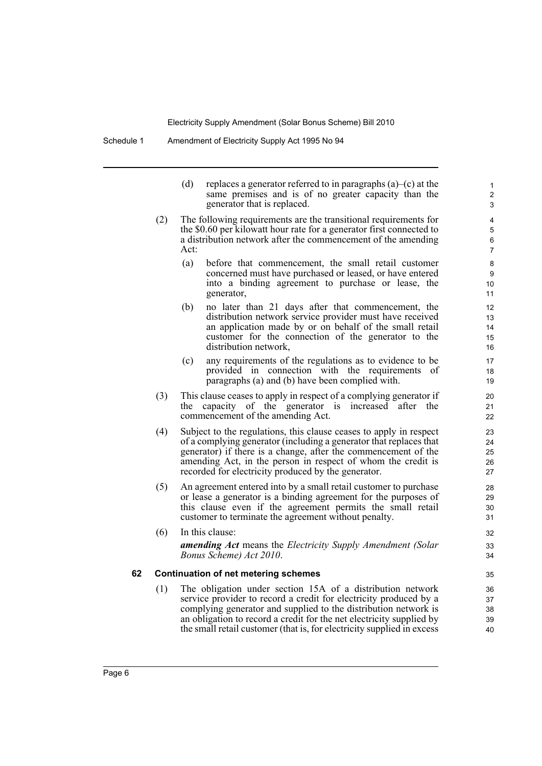(d) replaces a generator referred to in paragraphs (a)–(c) at the same premises and is of no greater capacity than the generator that is replaced.

(2) The following requirements are the transitional requirements for the $0.60 per kilowatt hour rate for a generator first connected to a distribution network after the commencement of the amending Act:

(a) before that commencement, the small retail customer concerned must have purchased or leased, or have entered into a binding agreement to purchase or lease, the generator,

(b) no later than 21 days after that commencement, the distribution network service provider must have received an application made by or on behalf of the small retail customer for the connection of the generator to the distribution network,

(c) any requirements of the regulations as to evidence to be provided in connection with the requirements of paragraphs (a) and (b) have been complied with.

(3) This clause ceases to apply in respect of a complying generator if the capacity of the generator is increased after the commencement of the amending Act.

(4) Subject to the regulations, this clause ceases to apply in respect of a complying generator (including a generator that replaces that generator) if there is a change, after the commencement of the amending Act, in the person in respect of whom the credit is recorded for electricity produced by the generator.

(5) An agreement entered into by a small retail customer to purchase or lease a generator is a binding agreement for the purposes of this clause even if the agreement permits the small retail customer to terminate the agreement without penalty.

(6) In this clause:

***amending Act*** means the *Electricity Supply Amendment (Solar Bonus Scheme) Act 2010*.

### 62 Continuation of net metering schemes

(1) The obligation under section 15A of a distribution network service provider to record a credit for electricity produced by a complying generator and supplied to the distribution network is an obligation to record a credit for the net electricity supplied by the small retail customer (that is, for electricity supplied in excess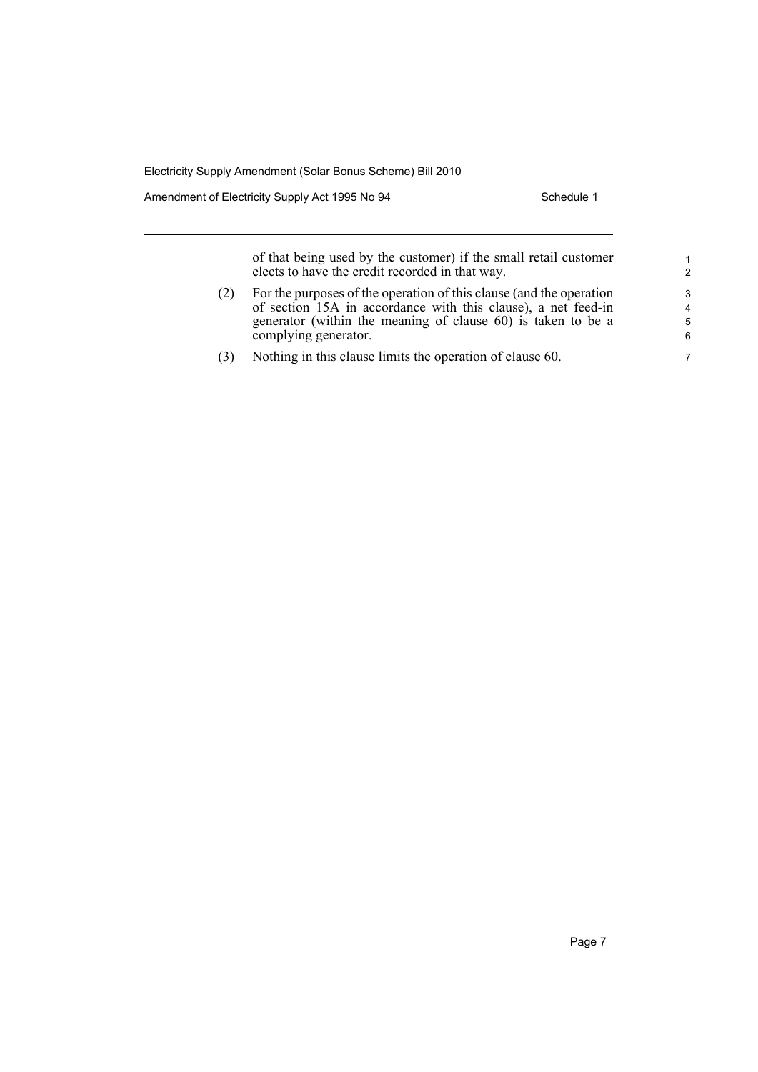of that being used by the customer) if the small retail customer elects to have the credit recorded in that way.

(2) For the purposes of the operation of this clause (and the operation of section 15A in accordance with this clause), a net feed-in generator (within the meaning of clause 60) is taken to be a complying generator.

(3) Nothing in this clause limits the operation of clause 60.